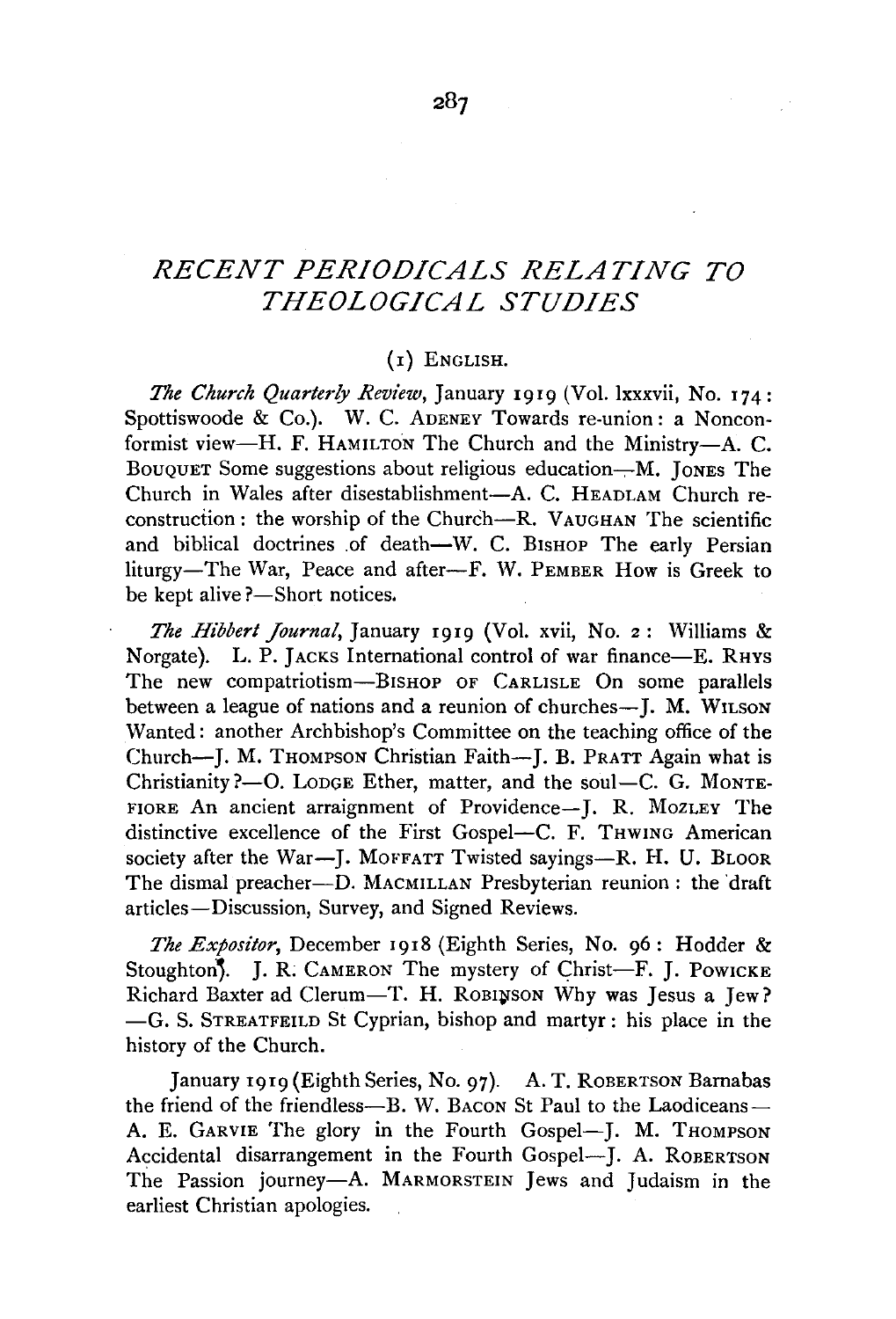# RECENT PERIODICALS RELATING TO THEOLOGICAL STUDIES

## (1) ENGLISH.

*The Church Quarterly Review*, January 1919 (Vol. lxxxvii, No. 174: Spottiswoode & Co.). W. C. ADENEY Towards re-union: a Nonconformist view—H. F. HAMILTON The Church and the Ministry—A. C. BOUQUET Some suggestions about religious education—M. JONES The Church in Wales after disestablishment—A. C. HEADLAM Church reconstruction: the worship of the Church—R. VAUGHAN The scientific and biblical doctrines of death—W. C. BISHOP The early Persian liturgy—The War, Peace and after—F. W. PEMBER How is Greek to be kept alive?—Short notices.

*The Hibbert Journal*, January 1919 (Vol. xvii, No. 2: Williams & Norgate). L. P. JACKS International control of war finance—E. RHYS The new compatriotism—BISHOP OF CARLISLE On some parallels between a league of nations and a reunion of churches—J. M. WILSON Wanted: another Archbishop's Committee on the teaching office of the Church—J. M. THOMPSON Christian Faith—J. B. PRATT Again what is Christianity?—O. LODGE Ether, matter, and the soul—C. G. MONTEFIORE An ancient arraignment of Providence—J. R. MOZLEY The distinctive excellence of the First Gospel—C. F. THWING American society after the War—J. MOFFATT Twisted sayings—R. H. U. BLOOR The dismal preacher—D. MACMILLAN Presbyterian reunion: the draft articles—Discussion, Survey, and Signed Reviews.

*The Expositor*, December 1918 (Eighth Series, No. 96: Hodder & Stoughton). J. R. CAMERON The mystery of Christ—F. J. POWICKE Richard Baxter ad Clerum—T. H. ROBINSON Why was Jesus a Jew? —G. S. STREATFEILD St Cyprian, bishop and martyr: his place in the history of the Church.

January 1919 (Eighth Series, No. 97). A. T. ROBERTSON Barnabas the friend of the friendless—B. W. BACON St Paul to the Laodiceans—A. E. GARVIE The glory in the Fourth Gospel—J. M. THOMPSON Accidental disarrangement in the Fourth Gospel—J. A. ROBERTSON The Passion journey—A. MARMORSTEIN Jews and Judaism in the earliest Christian apologies.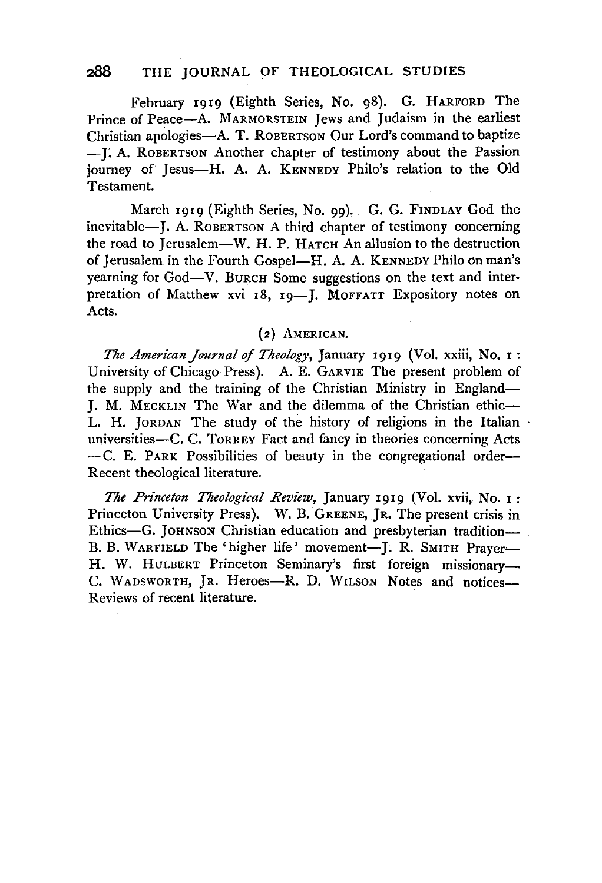February 1919 (Eighth Series, No. 98). G. HARFORD The Prince of Peace—A. MARMORSTEIN Jews and Judaism in the earliest Christian apologies—A. T. ROBERTSON Our Lord's command to baptize —J. A. ROBERTSON Another chapter of testimony about the Passion journey of Jesus—H. A. A. KENNEDY Philo's relation to the Old Testament.

March 1919 (Eighth Series, No. 99). G. G. FINDLAY God the inevitable—J. A. ROBERTSON A third chapter of testimony concerning the road to Jerusalem—W. H. P. HATCH An allusion to the destruction of Jerusalem in the Fourth Gospel—H. A. A. KENNEDY Philo on man's yearning for God—V. BURCH Some suggestions on the text and interpretation of Matthew xvi 18, 19—J. MOFFATT Expository notes on Acts.

(2) AMERICAN.

*The American Journal of Theology*, January 1919 (Vol. xxiii, No. 1: University of Chicago Press). A. E. GARVIE The present problem of the supply and the training of the Christian Ministry in England—J. M. MECKLIN The War and the dilemma of the Christian ethic—L. H. JORDAN The study of the history of religions in the Italian universities—C. C. TORREY Fact and fancy in theories concerning Acts —C. E. PARK Possibilities of beauty in the congregational order—Recent theological literature.

*The Princeton Theological Review*, January 1919 (Vol. xvii, No. 1: Princeton University Press). W. B. GREENE, JR. The present crisis in Ethics—G. JOHNSON Christian education and presbyterian tradition—B. B. WARFIELD The 'higher life' movement—J. R. SMITH Prayer—H. W. HULBERT Princeton Seminary's first foreign missionary—C. WADSWORTH, JR. Heroes—R. D. WILSON Notes and notices—Reviews of recent literature.